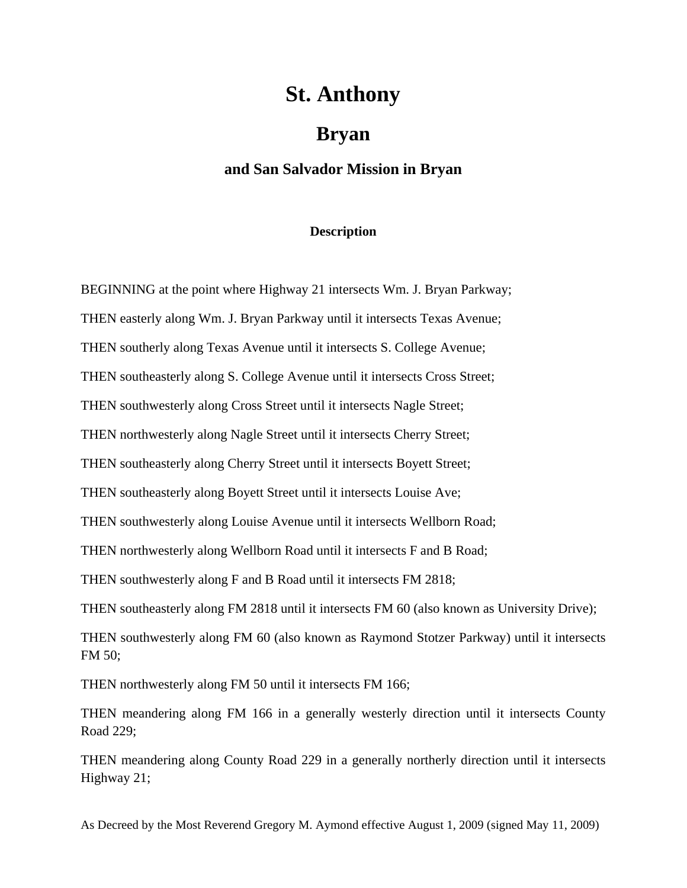# St. Anthony

## Bryan

### and San Salvador Mission in Bryan

#### Description

BEGINNING at the point where Highway 21 intersects Wm. J. Bryan Parkway;

THEN easterly along Wm. J. Bryan Parkway until it intersects Texas Avenue;

THEN southerly along Texas Avenue until it intersects S. College Avenue;

THEN southeasterly along S. College Avenue until it intersects Cross Street;

THEN southwesterly along Cross Street until it intersects Nagle Street;

THEN northwesterly along Nagle Street until it intersects Cherry Street;

THEN southeasterly along Cherry Street until it intersects Boyett Street;

THEN southeasterly along Boyett Street until it intersects Louise Ave;

THEN southwesterly along Louise Avenue until it intersects Wellborn Road;

THEN northwesterly along Wellborn Road until it intersects F and B Road;

THEN southwesterly along F and B Road until it intersects FM 2818;

THEN southeasterly along FM 2818 until it intersects FM 60 (also known as University Drive);

THEN southwesterly along FM 60 (also known as Raymond Stotzer Parkway) until it intersects FM 50;

THEN northwesterly along FM 50 until it intersects FM 166;

THEN meandering along FM 166 in a generally westerly direction until it intersects County Road 229;

THEN meandering along County Road 229 in a generally northerly direction until it intersects Highway 21;

As Decreed by the Most Reverend Gregory M. Aymond effective August 1, 2009 (signed May 11, 2009)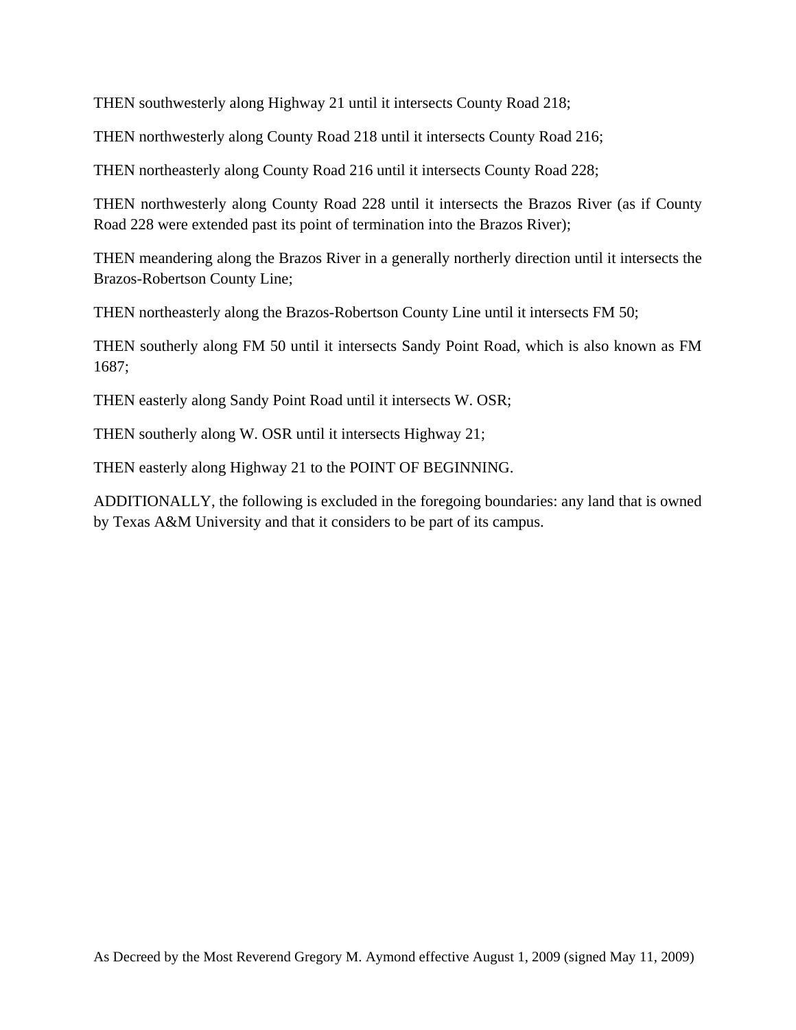THEN southwesterly along Highway 21 until it intersects County Road 218;

THEN northwesterly along County Road 218 until it intersects County Road 216;

THEN northeasterly along County Road 216 until it intersects County Road 228;

THEN northwesterly along County Road 228 until it intersects the Brazos River (as if County Road 228 were extended past its point of termination into the Brazos River);

THEN meandering along the Brazos River in a generally northerly direction until it intersects the Brazos-Robertson County Line;

THEN northeasterly along the Brazos-Robertson County Line until it intersects FM 50;

THEN southerly along FM 50 until it intersects Sandy Point Road, which is also known as FM 1687;

THEN easterly along Sandy Point Road until it intersects W. OSR;

THEN southerly along W. OSR until it intersects Highway 21;

THEN easterly along Highway 21 to the POINT OF BEGINNING.

ADDITIONALLY, the following is excluded in the foregoing boundaries: any land that is owned by Texas A&M University and that it considers to be part of its campus.

As Decreed by the Most Reverend Gregory M. Aymond effective August 1, 2009 (signed May 11, 2009)